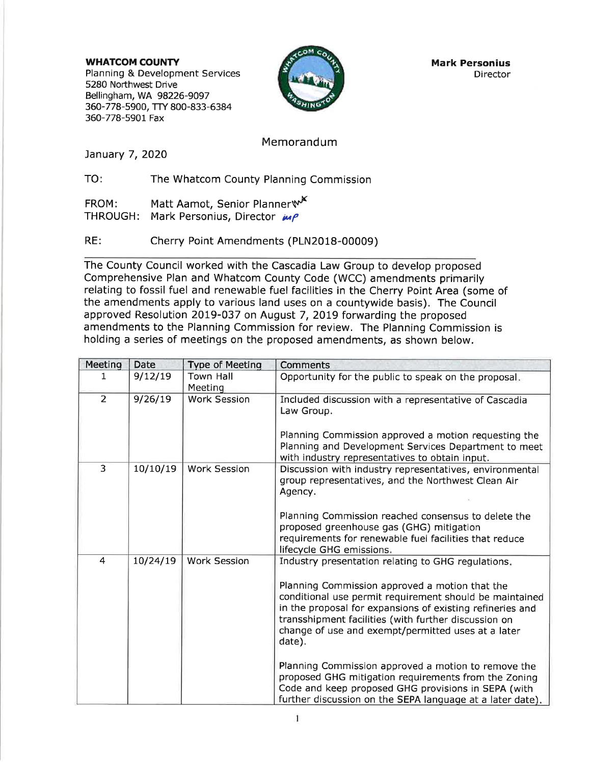**WHATCOM COUNTY**
Planning & Development Services
5280 Northwest Drive
Bellingham, WA 98226-9097
360-778-5900, TTY 800-833-6384
360-778-5901 Fax

**Mark Personius**
Director

# Memorandum

January 7, 2020

TO: The Whatcom County Planning Commission

FROM: Matt Aamot, Senior Planner
THROUGH: Mark Personius, Director

RE: Cherry Point Amendments (PLN2018-00009)

---

The County Council worked with the Cascadia Law Group to develop proposed Comprehensive Plan and Whatcom County Code (WCC) amendments primarily relating to fossil fuel and renewable fuel facilities in the Cherry Point Area (some of the amendments apply to various land uses on a countywide basis). The Council approved Resolution 2019-037 on August 7, 2019 forwarding the proposed amendments to the Planning Commission for review. The Planning Commission is holding a series of meetings on the proposed amendments, as shown below.

| Meeting | Date | Type of Meeting | Comments |
|---|---|---|---|
| 1 | 9/12/19 | Town Hall Meeting | Opportunity for the public to speak on the proposal. |
| 2 | 9/26/19 | Work Session | Included discussion with a representative of Cascadia Law Group.<br><br>Planning Commission approved a motion requesting the Planning and Development Services Department to meet with industry representatives to obtain input. |
| 3 | 10/10/19 | Work Session | Discussion with industry representatives, environmental group representatives, and the Northwest Clean Air Agency.<br><br>Planning Commission reached consensus to delete the proposed greenhouse gas (GHG) mitigation requirements for renewable fuel facilities that reduce lifecycle GHG emissions. |
| 4 | 10/24/19 | Work Session | Industry presentation relating to GHG regulations.<br><br>Planning Commission approved a motion that the conditional use permit requirement should be maintained in the proposal for expansions of existing refineries and transshipment facilities (with further discussion on change of use and exempt/permitted uses at a later date).<br><br>Planning Commission approved a motion to remove the proposed GHG mitigation requirements from the Zoning Code and keep proposed GHG provisions in SEPA (with further discussion on the SEPA language at a later date). |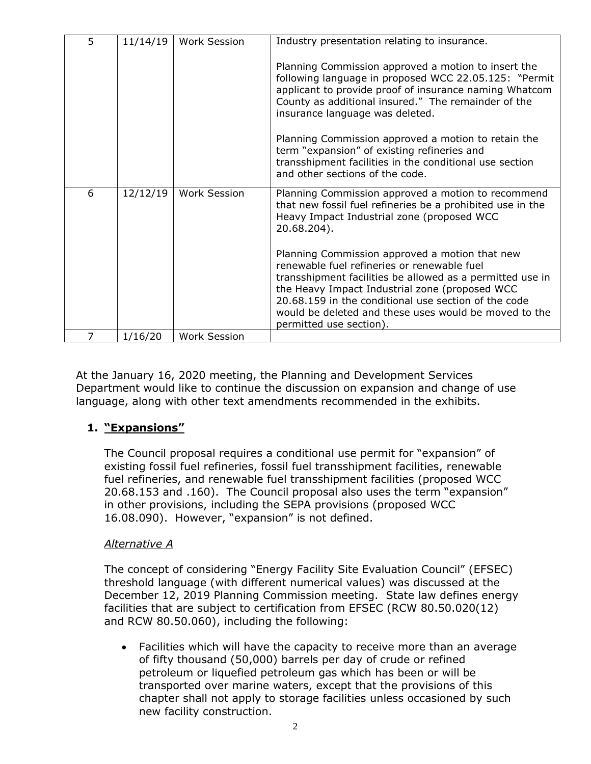| 5 | 11/14/19 | Work Session | Industry presentation relating to insurance.<br><br>Planning Commission approved a motion to insert the following language in proposed WCC 22.05.125: "Permit applicant to provide proof of insurance naming Whatcom County as additional insured." The remainder of the insurance language was deleted.<br><br>Planning Commission approved a motion to retain the term "expansion" of existing refineries and transshipment facilities in the conditional use section and other sections of the code. |
|---|---|---|---|
| 6 | 12/12/19 | Work Session | Planning Commission approved a motion to recommend that new fossil fuel refineries be a prohibited use in the Heavy Impact Industrial zone (proposed WCC 20.68.204).<br><br>Planning Commission approved a motion that new renewable fuel refineries or renewable fuel transshipment facilities be allowed as a permitted use in the Heavy Impact Industrial zone (proposed WCC 20.68.159 in the conditional use section of the code would be deleted and these uses would be moved to the permitted use section). |
| 7 | 1/16/20 | Work Session | |

At the January 16, 2020 meeting, the Planning and Development Services Department would like to continue the discussion on expansion and change of use language, along with other text amendments recommended in the exhibits.

## 1. <u>"Expansions"</u>

The Council proposal requires a conditional use permit for "expansion" of existing fossil fuel refineries, fossil fuel transshipment facilities, renewable fuel refineries, and renewable fuel transshipment facilities (proposed WCC 20.68.153 and .160). The Council proposal also uses the term "expansion" in other provisions, including the SEPA provisions (proposed WCC 16.08.090). However, "expansion" is not defined.

*Alternative A*

The concept of considering "Energy Facility Site Evaluation Council" (EFSEC) threshold language (with different numerical values) was discussed at the December 12, 2019 Planning Commission meeting. State law defines energy facilities that are subject to certification from EFSEC (RCW 80.50.020(12) and RCW 80.50.060), including the following:

- Facilities which will have the capacity to receive more than an average of fifty thousand (50,000) barrels per day of crude or refined petroleum or liquefied petroleum gas which has been or will be transported over marine waters, except that the provisions of this chapter shall not apply to storage facilities unless occasioned by such new facility construction.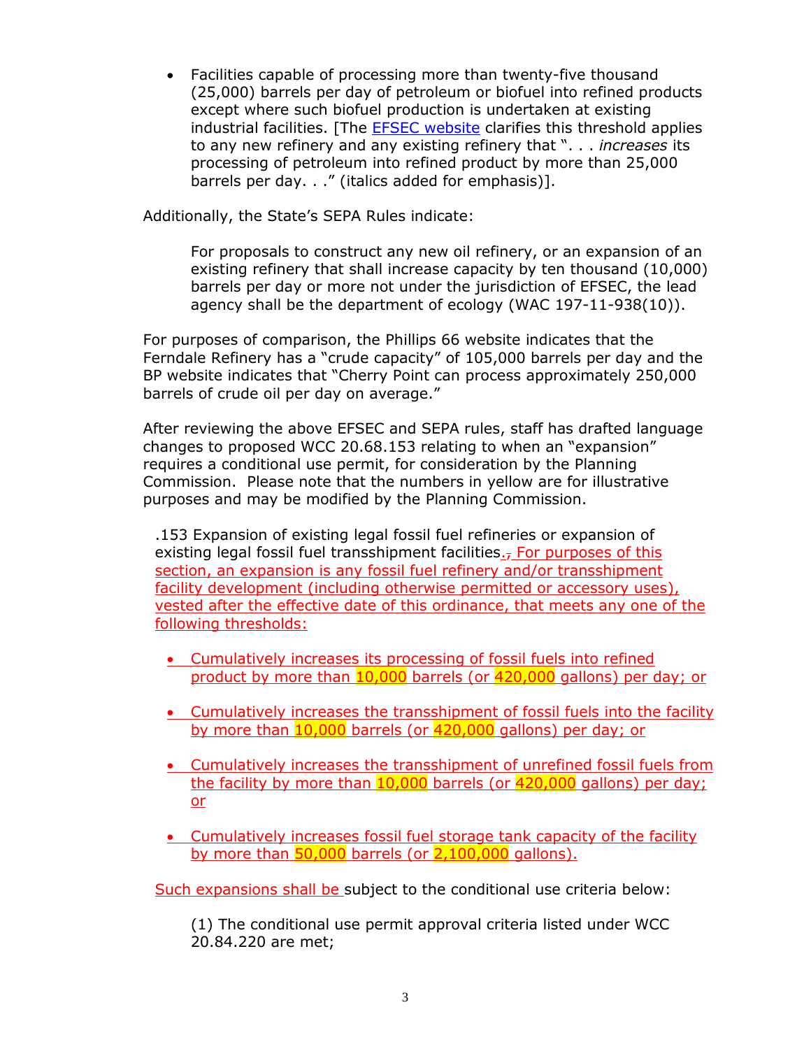- Facilities capable of processing more than twenty-five thousand (25,000) barrels per day of petroleum or biofuel into refined products except where such biofuel production is undertaken at existing industrial facilities. [The EFSEC website clarifies this threshold applies to any new refinery and any existing refinery that ". . . *increases* its processing of petroleum into refined product by more than 25,000 barrels per day. . ." (italics added for emphasis)].

Additionally, the State's SEPA Rules indicate:

> For proposals to construct any new oil refinery, or an expansion of an existing refinery that shall increase capacity by ten thousand (10,000) barrels per day or more not under the jurisdiction of EFSEC, the lead agency shall be the department of ecology (WAC 197-11-938(10)).

For purposes of comparison, the Phillips 66 website indicates that the Ferndale Refinery has a "crude capacity" of 105,000 barrels per day and the BP website indicates that "Cherry Point can process approximately 250,000 barrels of crude oil per day on average."

After reviewing the above EFSEC and SEPA rules, staff has drafted language changes to proposed WCC 20.68.153 relating to when an "expansion" requires a conditional use permit, for consideration by the Planning Commission. Please note that the numbers in yellow are for illustrative purposes and may be modified by the Planning Commission.

.153 Expansion of existing legal fossil fuel refineries or expansion of existing legal fossil fuel transshipment facilities.~~,~~ For purposes of this section, an expansion is any fossil fuel refinery and/or transshipment facility development (including otherwise permitted or accessory uses), vested after the effective date of this ordinance, that meets any one of the following thresholds:

- Cumulatively increases its processing of fossil fuels into refined product by more than 10,000 barrels (or 420,000 gallons) per day; or
- Cumulatively increases the transshipment of fossil fuels into the facility by more than 10,000 barrels (or 420,000 gallons) per day; or
- Cumulatively increases the transshipment of unrefined fossil fuels from the facility by more than 10,000 barrels (or 420,000 gallons) per day; or
- Cumulatively increases fossil fuel storage tank capacity of the facility by more than 50,000 barrels (or 2,100,000 gallons).

Such expansions shall be subject to the conditional use criteria below:

(1) The conditional use permit approval criteria listed under WCC 20.84.220 are met;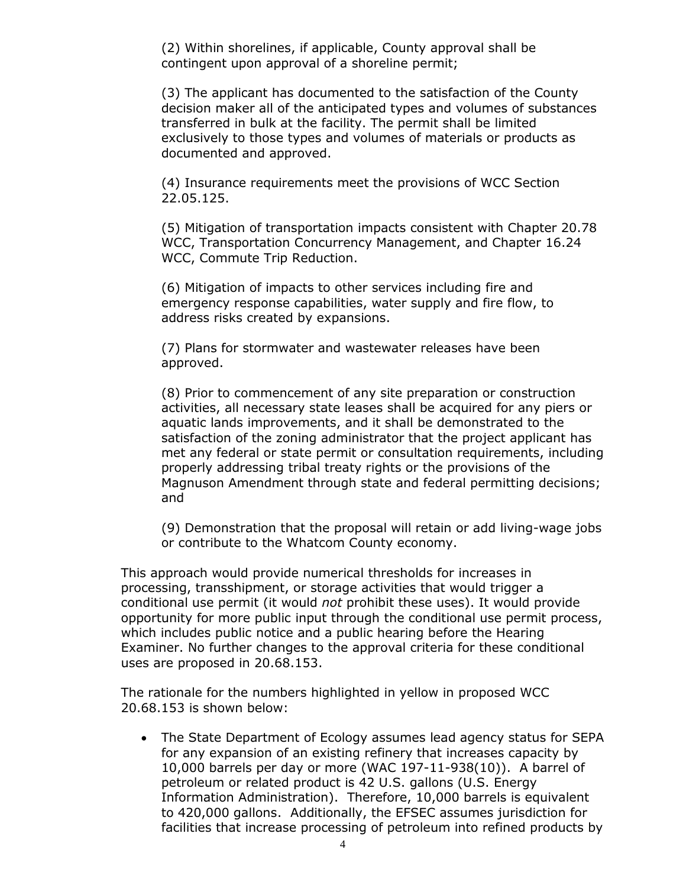(2) Within shorelines, if applicable, County approval shall be contingent upon approval of a shoreline permit;

(3) The applicant has documented to the satisfaction of the County decision maker all of the anticipated types and volumes of substances transferred in bulk at the facility. The permit shall be limited exclusively to those types and volumes of materials or products as documented and approved.

(4) Insurance requirements meet the provisions of WCC Section 22.05.125.

(5) Mitigation of transportation impacts consistent with Chapter 20.78 WCC, Transportation Concurrency Management, and Chapter 16.24 WCC, Commute Trip Reduction.

(6) Mitigation of impacts to other services including fire and emergency response capabilities, water supply and fire flow, to address risks created by expansions.

(7) Plans for stormwater and wastewater releases have been approved.

(8) Prior to commencement of any site preparation or construction activities, all necessary state leases shall be acquired for any piers or aquatic lands improvements, and it shall be demonstrated to the satisfaction of the zoning administrator that the project applicant has met any federal or state permit or consultation requirements, including properly addressing tribal treaty rights or the provisions of the Magnuson Amendment through state and federal permitting decisions; and

(9) Demonstration that the proposal will retain or add living-wage jobs or contribute to the Whatcom County economy.

This approach would provide numerical thresholds for increases in processing, transshipment, or storage activities that would trigger a conditional use permit (it would *not* prohibit these uses). It would provide opportunity for more public input through the conditional use permit process, which includes public notice and a public hearing before the Hearing Examiner. No further changes to the approval criteria for these conditional uses are proposed in 20.68.153.

The rationale for the numbers highlighted in yellow in proposed WCC 20.68.153 is shown below:

- The State Department of Ecology assumes lead agency status for SEPA for any expansion of an existing refinery that increases capacity by 10,000 barrels per day or more (WAC 197-11-938(10)). A barrel of petroleum or related product is 42 U.S. gallons (U.S. Energy Information Administration). Therefore, 10,000 barrels is equivalent to 420,000 gallons. Additionally, the EFSEC assumes jurisdiction for facilities that increase processing of petroleum into refined products by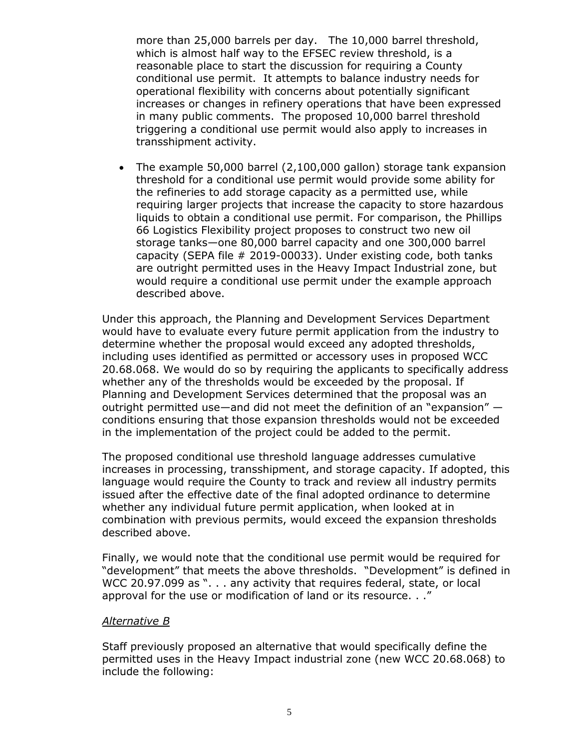more than 25,000 barrels per day. The 10,000 barrel threshold, which is almost half way to the EFSEC review threshold, is a reasonable place to start the discussion for requiring a County conditional use permit. It attempts to balance industry needs for operational flexibility with concerns about potentially significant increases or changes in refinery operations that have been expressed in many public comments. The proposed 10,000 barrel threshold triggering a conditional use permit would also apply to increases in transshipment activity.

- The example 50,000 barrel (2,100,000 gallon) storage tank expansion threshold for a conditional use permit would provide some ability for the refineries to add storage capacity as a permitted use, while requiring larger projects that increase the capacity to store hazardous liquids to obtain a conditional use permit. For comparison, the Phillips 66 Logistics Flexibility project proposes to construct two new oil storage tanks—one 80,000 barrel capacity and one 300,000 barrel capacity (SEPA file # 2019-00033). Under existing code, both tanks are outright permitted uses in the Heavy Impact Industrial zone, but would require a conditional use permit under the example approach described above.

Under this approach, the Planning and Development Services Department would have to evaluate every future permit application from the industry to determine whether the proposal would exceed any adopted thresholds, including uses identified as permitted or accessory uses in proposed WCC 20.68.068. We would do so by requiring the applicants to specifically address whether any of the thresholds would be exceeded by the proposal. If Planning and Development Services determined that the proposal was an outright permitted use—and did not meet the definition of an "expansion" — conditions ensuring that those expansion thresholds would not be exceeded in the implementation of the project could be added to the permit.

The proposed conditional use threshold language addresses cumulative increases in processing, transshipment, and storage capacity. If adopted, this language would require the County to track and review all industry permits issued after the effective date of the final adopted ordinance to determine whether any individual future permit application, when looked at in combination with previous permits, would exceed the expansion thresholds described above.

Finally, we would note that the conditional use permit would be required for "development" that meets the above thresholds. "Development" is defined in WCC 20.97.099 as ". . . any activity that requires federal, state, or local approval for the use or modification of land or its resource. . ."

*Alternative B*

Staff previously proposed an alternative that would specifically define the permitted uses in the Heavy Impact industrial zone (new WCC 20.68.068) to include the following: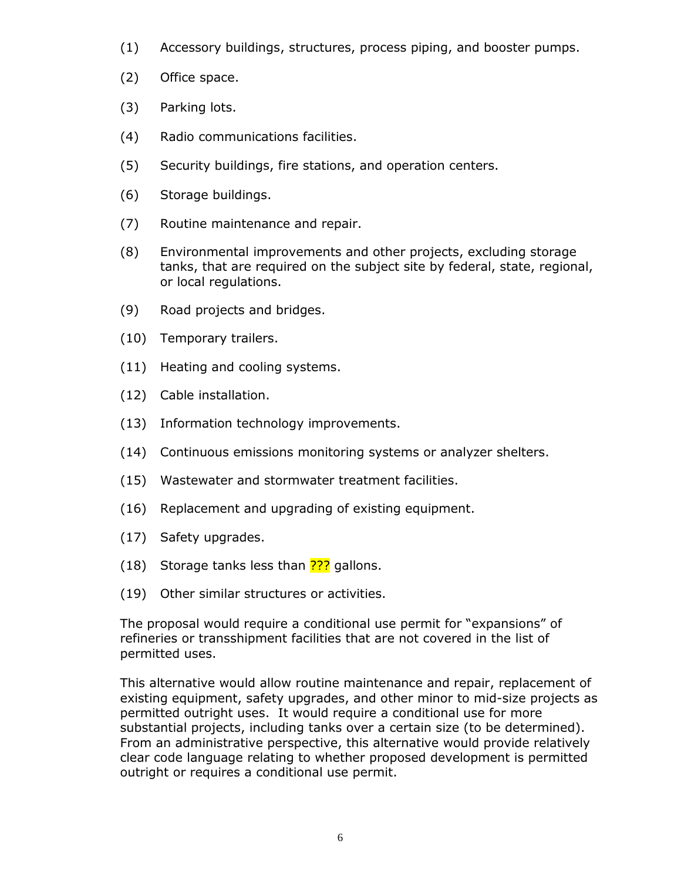(1) Accessory buildings, structures, process piping, and booster pumps.

(2) Office space.

(3) Parking lots.

(4) Radio communications facilities.

(5) Security buildings, fire stations, and operation centers.

(6) Storage buildings.

(7) Routine maintenance and repair.

(8) Environmental improvements and other projects, excluding storage tanks, that are required on the subject site by federal, state, regional, or local regulations.

(9) Road projects and bridges.

(10) Temporary trailers.

(11) Heating and cooling systems.

(12) Cable installation.

(13) Information technology improvements.

(14) Continuous emissions monitoring systems or analyzer shelters.

(15) Wastewater and stormwater treatment facilities.

(16) Replacement and upgrading of existing equipment.

(17) Safety upgrades.

(18) Storage tanks less than ??? gallons.

(19) Other similar structures or activities.

The proposal would require a conditional use permit for "expansions" of refineries or transshipment facilities that are not covered in the list of permitted uses.

This alternative would allow routine maintenance and repair, replacement of existing equipment, safety upgrades, and other minor to mid-size projects as permitted outright uses. It would require a conditional use for more substantial projects, including tanks over a certain size (to be determined). From an administrative perspective, this alternative would provide relatively clear code language relating to whether proposed development is permitted outright or requires a conditional use permit.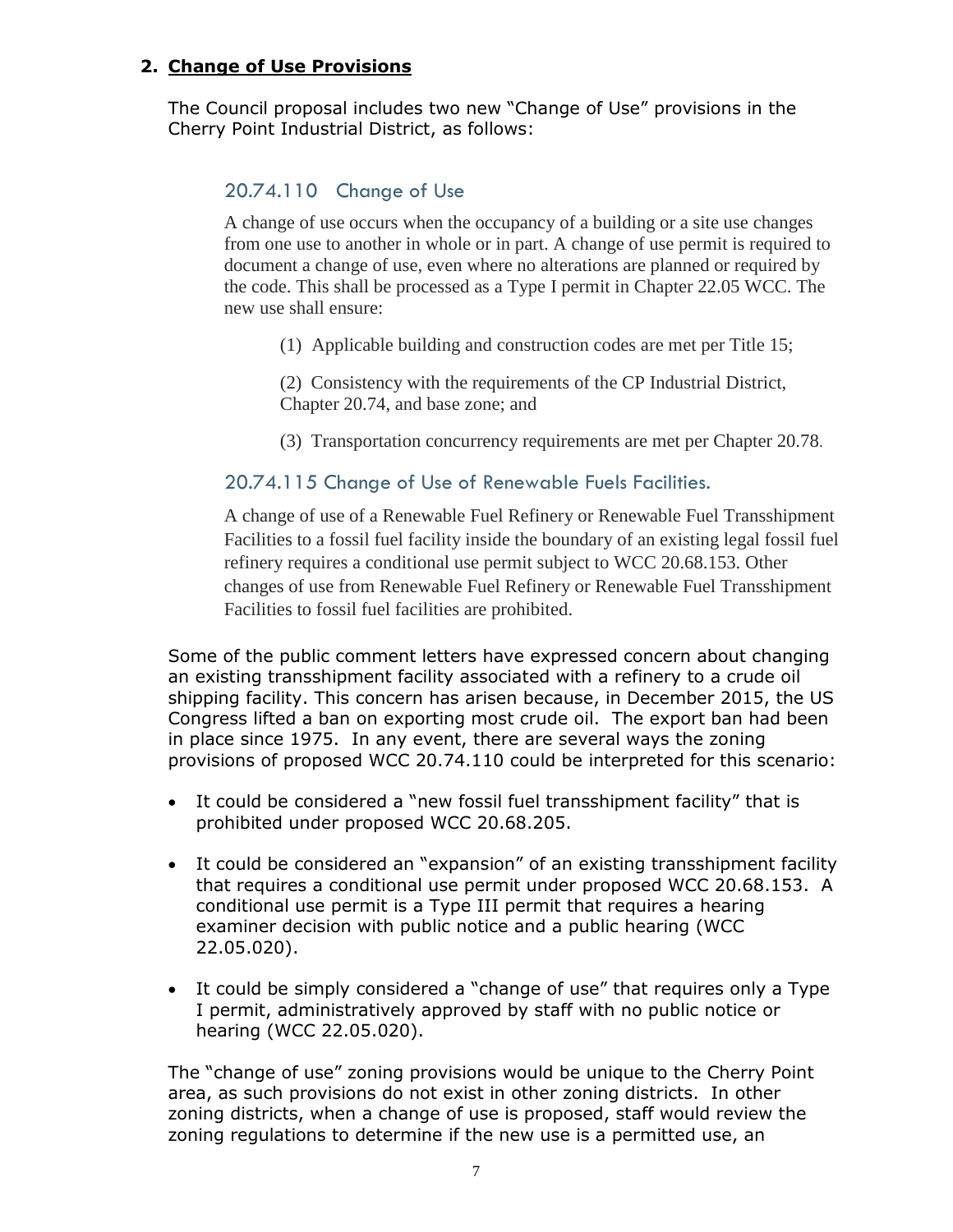## 2. <u>Change of Use Provisions</u>

The Council proposal includes two new "Change of Use" provisions in the Cherry Point Industrial District, as follows:

### 20.74.110 Change of Use

A change of use occurs when the occupancy of a building or a site use changes from one use to another in whole or in part. A change of use permit is required to document a change of use, even where no alterations are planned or required by the code. This shall be processed as a Type I permit in Chapter 22.05 WCC. The new use shall ensure:

(1) Applicable building and construction codes are met per Title 15;

(2) Consistency with the requirements of the CP Industrial District, Chapter 20.74, and base zone; and

(3) Transportation concurrency requirements are met per Chapter 20.78.

### 20.74.115 Change of Use of Renewable Fuels Facilities.

A change of use of a Renewable Fuel Refinery or Renewable Fuel Transshipment Facilities to a fossil fuel facility inside the boundary of an existing legal fossil fuel refinery requires a conditional use permit subject to WCC 20.68.153. Other changes of use from Renewable Fuel Refinery or Renewable Fuel Transshipment Facilities to fossil fuel facilities are prohibited.

Some of the public comment letters have expressed concern about changing an existing transshipment facility associated with a refinery to a crude oil shipping facility. This concern has arisen because, in December 2015, the US Congress lifted a ban on exporting most crude oil. The export ban had been in place since 1975. In any event, there are several ways the zoning provisions of proposed WCC 20.74.110 could be interpreted for this scenario:

- It could be considered a "new fossil fuel transshipment facility" that is prohibited under proposed WCC 20.68.205.
- It could be considered an "expansion" of an existing transshipment facility that requires a conditional use permit under proposed WCC 20.68.153. A conditional use permit is a Type III permit that requires a hearing examiner decision with public notice and a public hearing (WCC 22.05.020).
- It could be simply considered a "change of use" that requires only a Type I permit, administratively approved by staff with no public notice or hearing (WCC 22.05.020).

The "change of use" zoning provisions would be unique to the Cherry Point area, as such provisions do not exist in other zoning districts. In other zoning districts, when a change of use is proposed, staff would review the zoning regulations to determine if the new use is a permitted use, an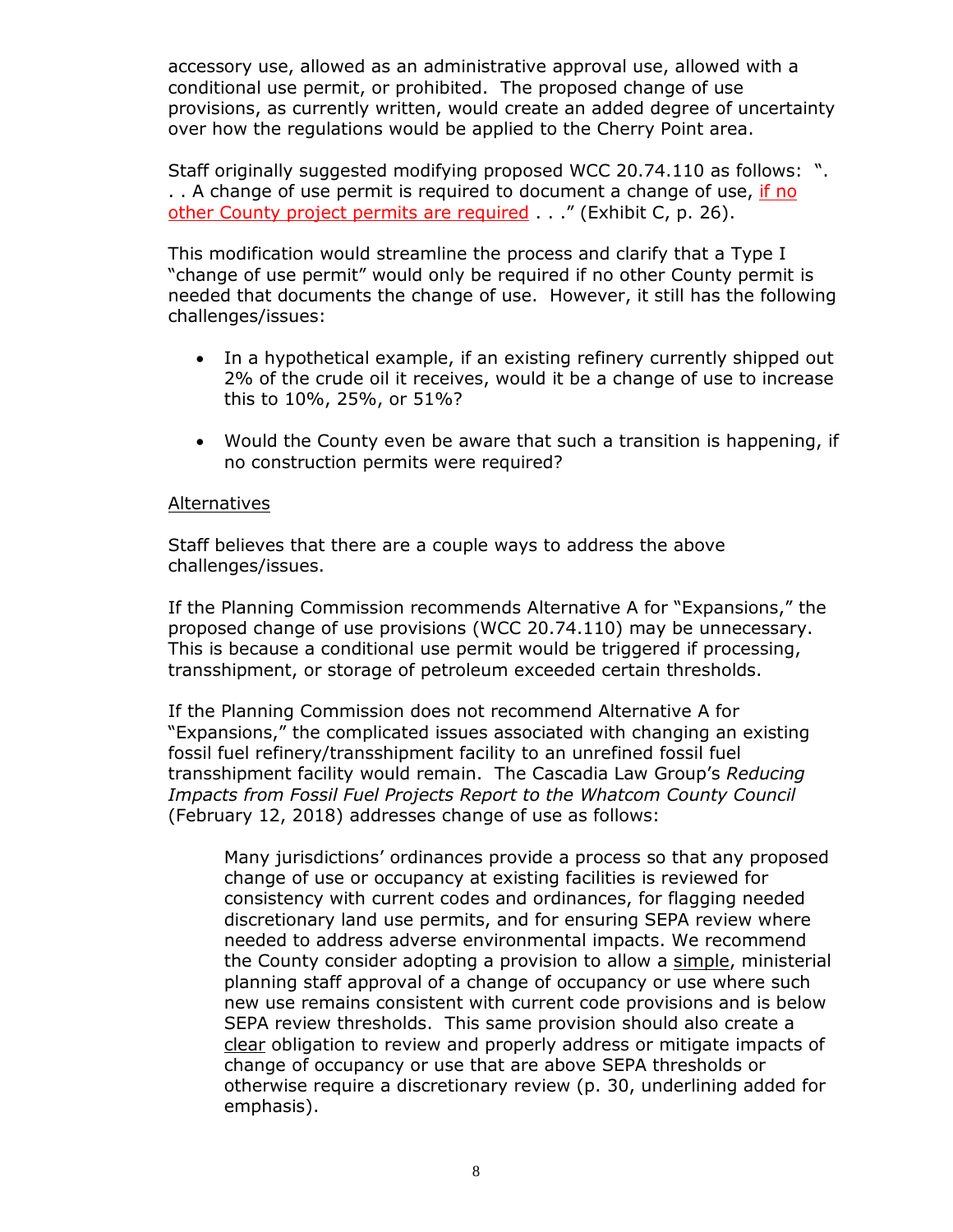accessory use, allowed as an administrative approval use, allowed with a conditional use permit, or prohibited. The proposed change of use provisions, as currently written, would create an added degree of uncertainty over how the regulations would be applied to the Cherry Point area.

Staff originally suggested modifying proposed WCC 20.74.110 as follows: ". . . A change of use permit is required to document a change of use, <u>if no other County project permits are required</u> . . ." (Exhibit C, p. 26).

This modification would streamline the process and clarify that a Type I "change of use permit" would only be required if no other County permit is needed that documents the change of use. However, it still has the following challenges/issues:

- In a hypothetical example, if an existing refinery currently shipped out 2% of the crude oil it receives, would it be a change of use to increase this to 10%, 25%, or 51%?
- Would the County even be aware that such a transition is happening, if no construction permits were required?

<u>Alternatives</u>

Staff believes that there are a couple ways to address the above challenges/issues.

If the Planning Commission recommends Alternative A for "Expansions," the proposed change of use provisions (WCC 20.74.110) may be unnecessary. This is because a conditional use permit would be triggered if processing, transshipment, or storage of petroleum exceeded certain thresholds.

If the Planning Commission does not recommend Alternative A for "Expansions," the complicated issues associated with changing an existing fossil fuel refinery/transshipment facility to an unrefined fossil fuel transshipment facility would remain. The Cascadia Law Group's *Reducing Impacts from Fossil Fuel Projects Report to the Whatcom County Council* (February 12, 2018) addresses change of use as follows:

> Many jurisdictions' ordinances provide a process so that any proposed change of use or occupancy at existing facilities is reviewed for consistency with current codes and ordinances, for flagging needed discretionary land use permits, and for ensuring SEPA review where needed to address adverse environmental impacts. We recommend the County consider adopting a provision to allow a <u>simple</u>, ministerial planning staff approval of a change of occupancy or use where such new use remains consistent with current code provisions and is below SEPA review thresholds. This same provision should also create a <u>clear</u> obligation to review and properly address or mitigate impacts of change of occupancy or use that are above SEPA thresholds or otherwise require a discretionary review (p. 30, underlining added for emphasis).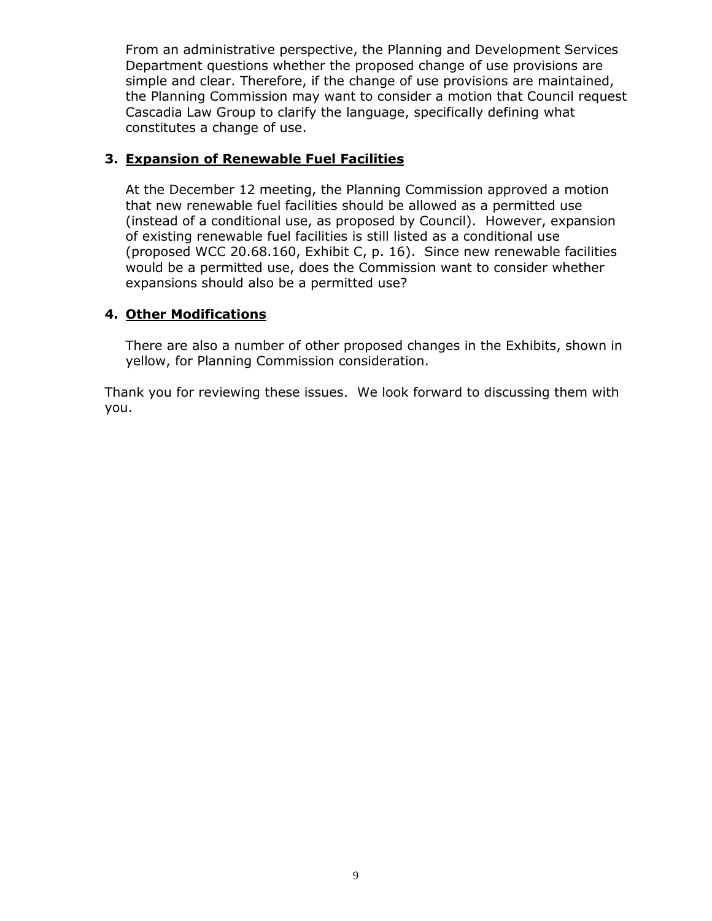From an administrative perspective, the Planning and Development Services Department questions whether the proposed change of use provisions are simple and clear. Therefore, if the change of use provisions are maintained, the Planning Commission may want to consider a motion that Council request Cascadia Law Group to clarify the language, specifically defining what constitutes a change of use.

### 3. **Expansion of Renewable Fuel Facilities**

At the December 12 meeting, the Planning Commission approved a motion that new renewable fuel facilities should be allowed as a permitted use (instead of a conditional use, as proposed by Council). However, expansion of existing renewable fuel facilities is still listed as a conditional use (proposed WCC 20.68.160, Exhibit C, p. 16). Since new renewable facilities would be a permitted use, does the Commission want to consider whether expansions should also be a permitted use?

### 4. **Other Modifications**

There are also a number of other proposed changes in the Exhibits, shown in yellow, for Planning Commission consideration.

Thank you for reviewing these issues. We look forward to discussing them with you.